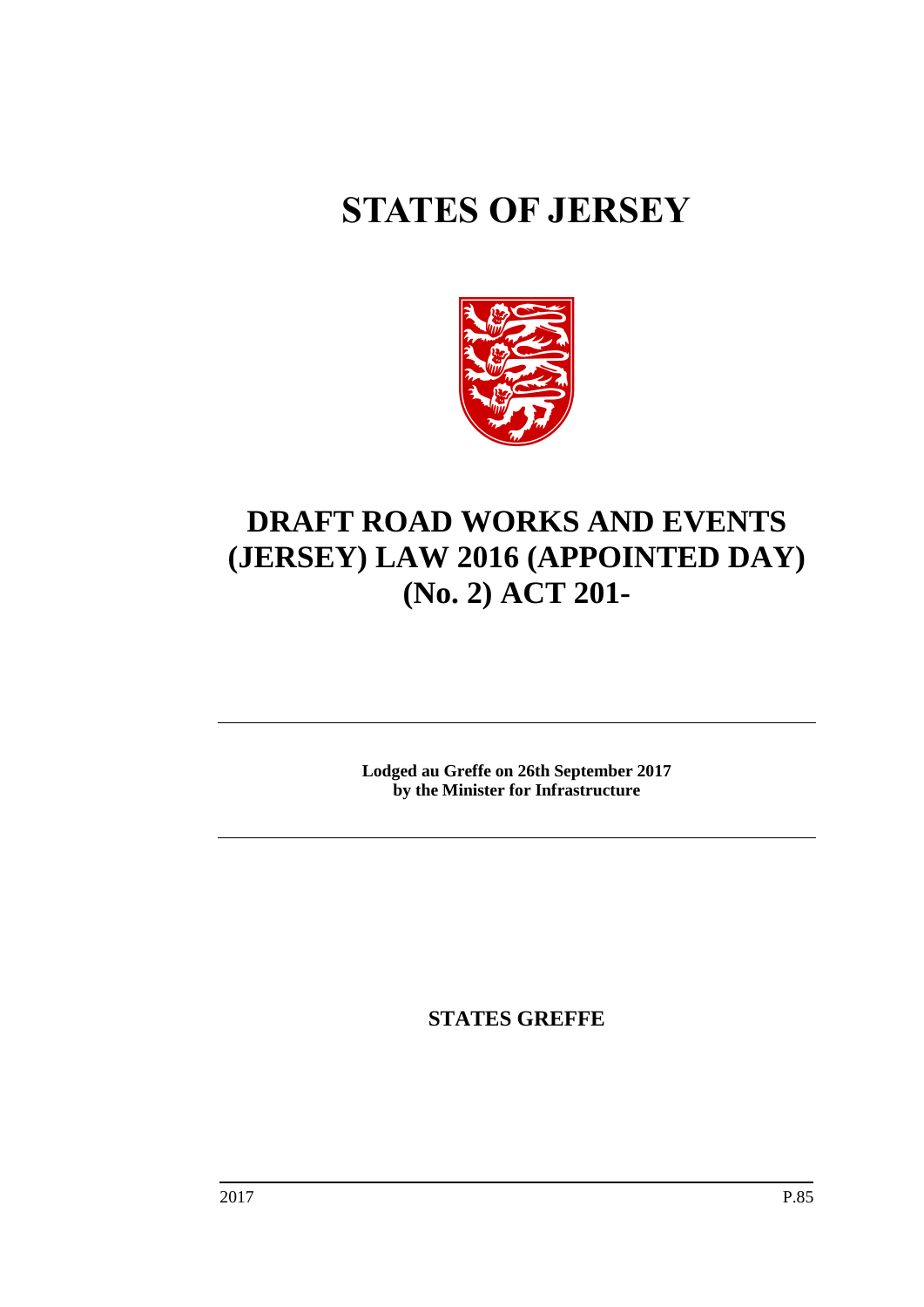# STATES OF JERSEY

# DRAFT ROAD WORKS AND EVENTS (JERSEY) LAW 2016 (APPOINTED DAY) (No. 2) ACT 201-

**Lodged au Greffe on 26th September 2017 by the Minister for Infrastructure**

**STATES GREFFE**

2017 P.85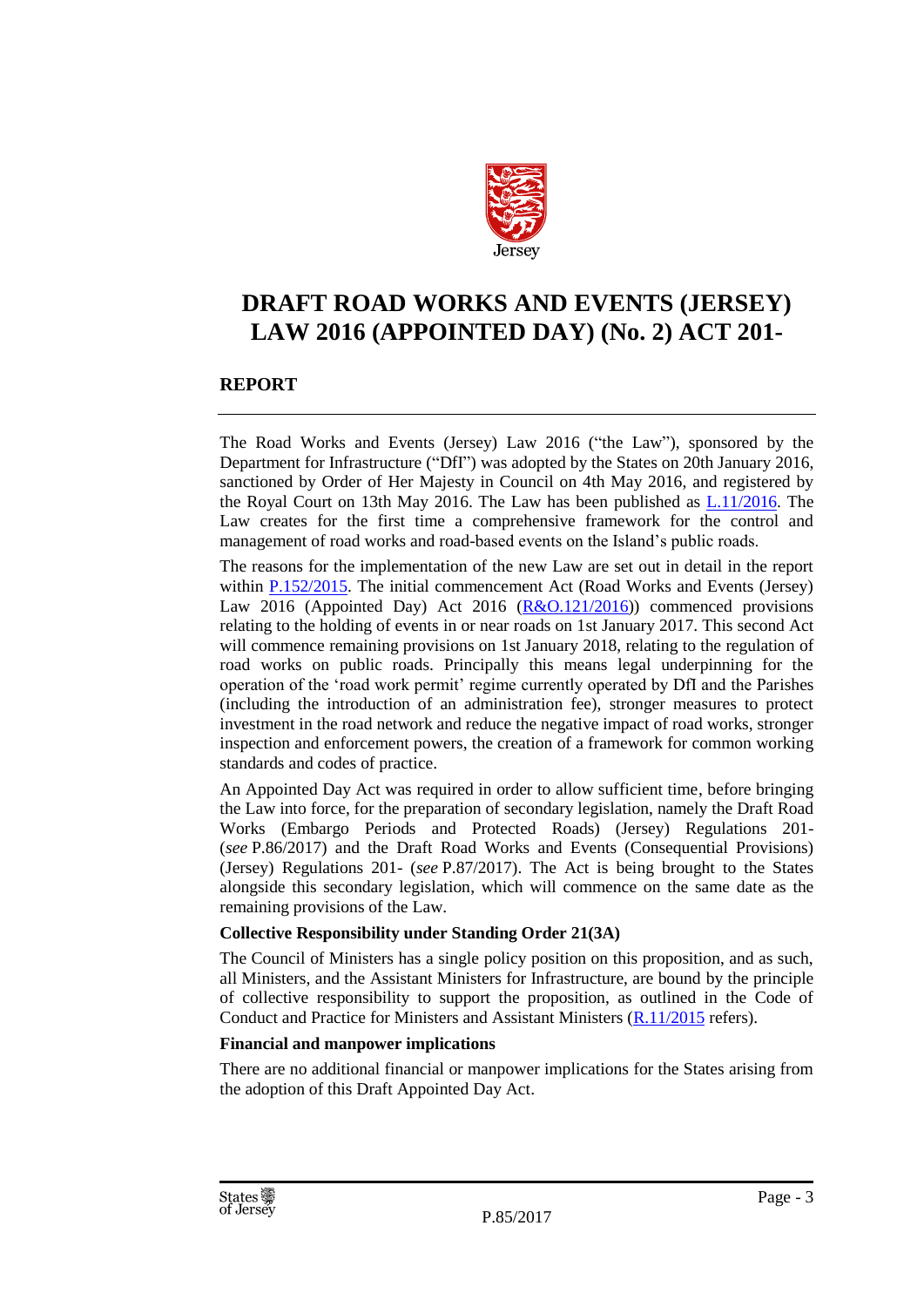# DRAFT ROAD WORKS AND EVENTS (JERSEY) LAW 2016 (APPOINTED DAY) (No. 2) ACT 201-

## REPORT

The Road Works and Events (Jersey) Law 2016 ("the Law"), sponsored by the Department for Infrastructure ("DfI") was adopted by the States on 20th January 2016, sanctioned by Order of Her Majesty in Council on 4th May 2016, and registered by the Royal Court on 13th May 2016. The Law has been published as L.11/2016. The Law creates for the first time a comprehensive framework for the control and management of road works and road-based events on the Island's public roads.

The reasons for the implementation of the new Law are set out in detail in the report within P.152/2015. The initial commencement Act (Road Works and Events (Jersey) Law 2016 (Appointed Day) Act 2016 (R&O.121/2016)) commenced provisions relating to the holding of events in or near roads on 1st January 2017. This second Act will commence remaining provisions on 1st January 2018, relating to the regulation of road works on public roads. Principally this means legal underpinning for the operation of the 'road work permit' regime currently operated by DfI and the Parishes (including the introduction of an administration fee), stronger measures to protect investment in the road network and reduce the negative impact of road works, stronger inspection and enforcement powers, the creation of a framework for common working standards and codes of practice.

An Appointed Day Act was required in order to allow sufficient time, before bringing the Law into force, for the preparation of secondary legislation, namely the Draft Road Works (Embargo Periods and Protected Roads) (Jersey) Regulations 201- (*see* P.86/2017) and the Draft Road Works and Events (Consequential Provisions) (Jersey) Regulations 201- (*see* P.87/2017). The Act is being brought to the States alongside this secondary legislation, which will commence on the same date as the remaining provisions of the Law.

**Collective Responsibility under Standing Order 21(3A)**

The Council of Ministers has a single policy position on this proposition, and as such, all Ministers, and the Assistant Ministers for Infrastructure, are bound by the principle of collective responsibility to support the proposition, as outlined in the Code of Conduct and Practice for Ministers and Assistant Ministers (R.11/2015 refers).

**Financial and manpower implications**

There are no additional financial or manpower implications for the States arising from the adoption of this Draft Appointed Day Act.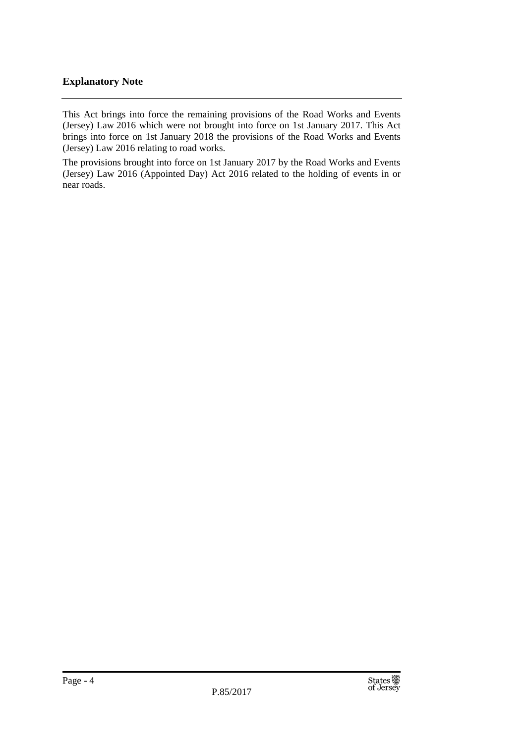## Explanatory Note

This Act brings into force the remaining provisions of the Road Works and Events (Jersey) Law 2016 which were not brought into force on 1st January 2017. This Act brings into force on 1st January 2018 the provisions of the Road Works and Events (Jersey) Law 2016 relating to road works.

The provisions brought into force on 1st January 2017 by the Road Works and Events (Jersey) Law 2016 (Appointed Day) Act 2016 related to the holding of events in or near roads.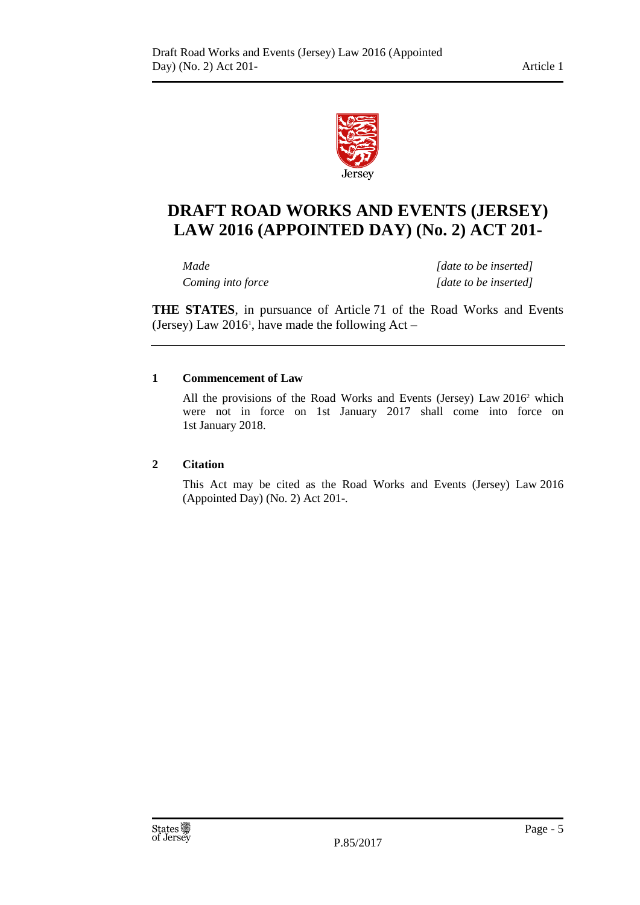# DRAFT ROAD WORKS AND EVENTS (JERSEY) LAW 2016 (APPOINTED DAY) (No. 2) ACT 201-

| | |
|---|---|
| *Made* | *[date to be inserted]* |
| *Coming into force* | *[date to be inserted]* |

**THE STATES**, in pursuance of Article 71 of the Road Works and Events (Jersey) Law 2016[1], have made the following Act –

### 1 Commencement of Law

All the provisions of the Road Works and Events (Jersey) Law 2016[2] which were not in force on 1st January 2017 shall come into force on 1st January 2018.

### 2 Citation

This Act may be cited as the Road Works and Events (Jersey) Law 2016 (Appointed Day) (No. 2) Act 201-.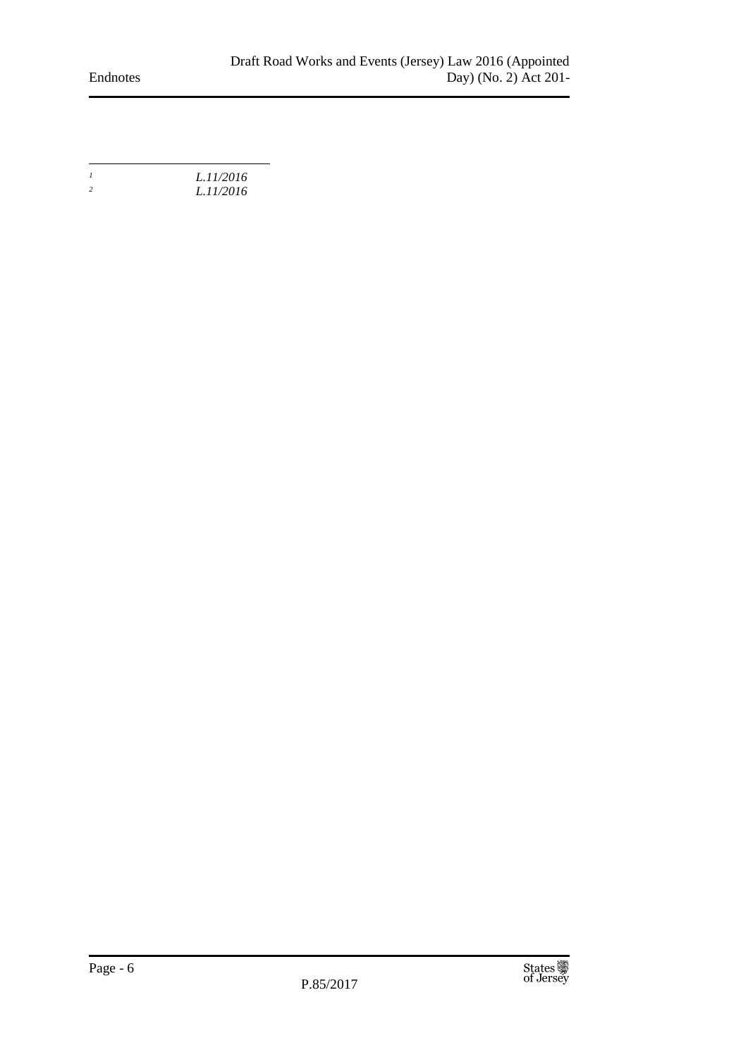[1] *L.11/2016*

[2] *L.11/2016*